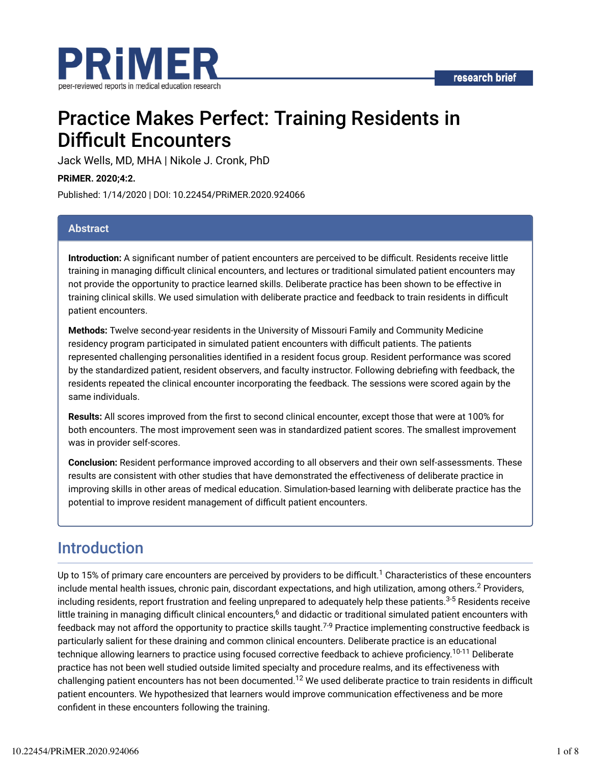# Practice Makes Perfect: Training Residents in Difficult Encounters

Jack Wells, MD, MHA | Nikole J. Cronk, PhD

**PRiMER. 2020;4:2.**

Published: 1/14/2020 | DOI: 10.22454/PRiMER.2020.924066

## Abstract

**Introduction:** A significant number of patient encounters are perceived to be difficult. Residents receive little training in managing difficult clinical encounters, and lectures or traditional simulated patient encounters may not provide the opportunity to practice learned skills. Deliberate practice has been shown to be effective in training clinical skills. We used simulation with deliberate practice and feedback to train residents in difficult patient encounters.

**Methods:** Twelve second-year residents in the University of Missouri Family and Community Medicine residency program participated in simulated patient encounters with difficult patients. The patients represented challenging personalities identified in a resident focus group. Resident performance was scored by the standardized patient, resident observers, and faculty instructor. Following debriefing with feedback, the residents repeated the clinical encounter incorporating the feedback. The sessions were scored again by the same individuals.

**Results:** All scores improved from the first to second clinical encounter, except those that were at 100% for both encounters. The most improvement seen was in standardized patient scores. The smallest improvement was in provider self-scores.

**Conclusion:** Resident performance improved according to all observers and their own self-assessments. These results are consistent with other studies that have demonstrated the effectiveness of deliberate practice in improving skills in other areas of medical education. Simulation-based learning with deliberate practice has the potential to improve resident management of difficult patient encounters.

## Introduction

Up to 15% of primary care encounters are perceived by providers to be difficult.[1] Characteristics of these encounters include mental health issues, chronic pain, discordant expectations, and high utilization, among others.[2] Providers, including residents, report frustration and feeling unprepared to adequately help these patients.[3-5] Residents receive little training in managing difficult clinical encounters,[6] and didactic or traditional simulated patient encounters with feedback may not afford the opportunity to practice skills taught.[7-9] Practice implementing constructive feedback is particularly salient for these draining and common clinical encounters. Deliberate practice is an educational technique allowing learners to practice using focused corrective feedback to achieve proficiency.[10-11] Deliberate practice has not been well studied outside limited specialty and procedure realms, and its effectiveness with challenging patient encounters has not been documented.[12] We used deliberate practice to train residents in difficult patient encounters. We hypothesized that learners would improve communication effectiveness and be more confident in these encounters following the training.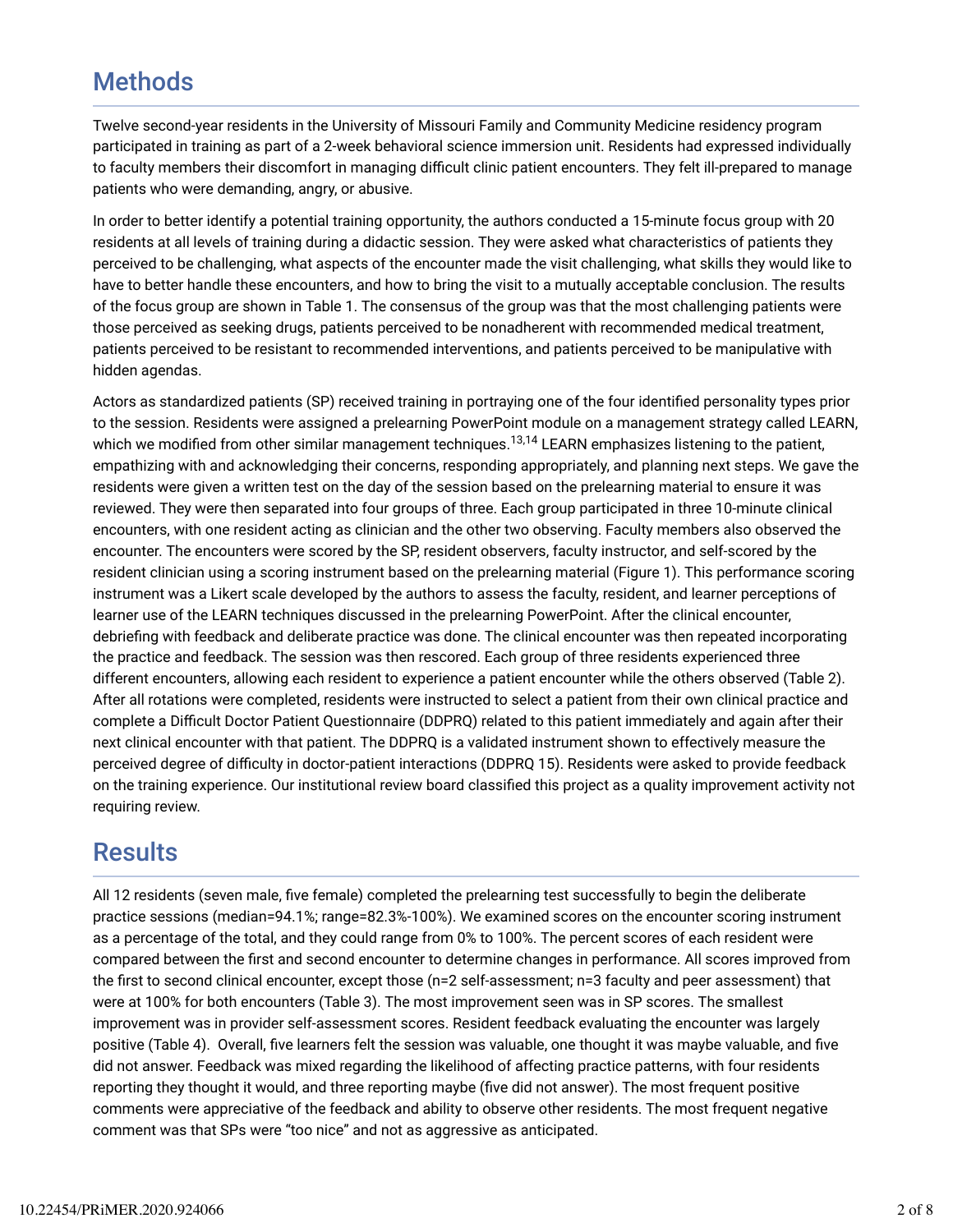## Methods

Twelve second-year residents in the University of Missouri Family and Community Medicine residency program participated in training as part of a 2-week behavioral science immersion unit. Residents had expressed individually to faculty members their discomfort in managing difficult clinic patient encounters. They felt ill-prepared to manage patients who were demanding, angry, or abusive.

In order to better identify a potential training opportunity, the authors conducted a 15-minute focus group with 20 residents at all levels of training during a didactic session. They were asked what characteristics of patients they perceived to be challenging, what aspects of the encounter made the visit challenging, what skills they would like to have to better handle these encounters, and how to bring the visit to a mutually acceptable conclusion. The results of the focus group are shown in Table 1. The consensus of the group was that the most challenging patients were those perceived as seeking drugs, patients perceived to be nonadherent with recommended medical treatment, patients perceived to be resistant to recommended interventions, and patients perceived to be manipulative with hidden agendas.

Actors as standardized patients (SP) received training in portraying one of the four identified personality types prior to the session. Residents were assigned a prelearning PowerPoint module on a management strategy called LEARN, which we modified from other similar management techniques.[13,14] LEARN emphasizes listening to the patient, empathizing with and acknowledging their concerns, responding appropriately, and planning next steps. We gave the residents were given a written test on the day of the session based on the prelearning material to ensure it was reviewed. They were then separated into four groups of three. Each group participated in three 10-minute clinical encounters, with one resident acting as clinician and the other two observing. Faculty members also observed the encounter. The encounters were scored by the SP, resident observers, faculty instructor, and self-scored by the resident clinician using a scoring instrument based on the prelearning material (Figure 1). This performance scoring instrument was a Likert scale developed by the authors to assess the faculty, resident, and learner perceptions of learner use of the LEARN techniques discussed in the prelearning PowerPoint. After the clinical encounter, debriefing with feedback and deliberate practice was done. The clinical encounter was then repeated incorporating the practice and feedback. The session was then rescored. Each group of three residents experienced three different encounters, allowing each resident to experience a patient encounter while the others observed (Table 2). After all rotations were completed, residents were instructed to select a patient from their own clinical practice and complete a Difficult Doctor Patient Questionnaire (DDPRQ) related to this patient immediately and again after their next clinical encounter with that patient. The DDPRQ is a validated instrument shown to effectively measure the perceived degree of difficulty in doctor-patient interactions (DDPRQ 15). Residents were asked to provide feedback on the training experience. Our institutional review board classified this project as a quality improvement activity not requiring review.

## Results

All 12 residents (seven male, five female) completed the prelearning test successfully to begin the deliberate practice sessions (median=94.1%; range=82.3%-100%). We examined scores on the encounter scoring instrument as a percentage of the total, and they could range from 0% to 100%. The percent scores of each resident were compared between the first and second encounter to determine changes in performance. All scores improved from the first to second clinical encounter, except those (n=2 self-assessment; n=3 faculty and peer assessment) that were at 100% for both encounters (Table 3). The most improvement seen was in SP scores. The smallest improvement was in provider self-assessment scores. Resident feedback evaluating the encounter was largely positive (Table 4). Overall, five learners felt the session was valuable, one thought it was maybe valuable, and five did not answer. Feedback was mixed regarding the likelihood of affecting practice patterns, with four residents reporting they thought it would, and three reporting maybe (five did not answer). The most frequent positive comments were appreciative of the feedback and ability to observe other residents. The most frequent negative comment was that SPs were "too nice" and not as aggressive as anticipated.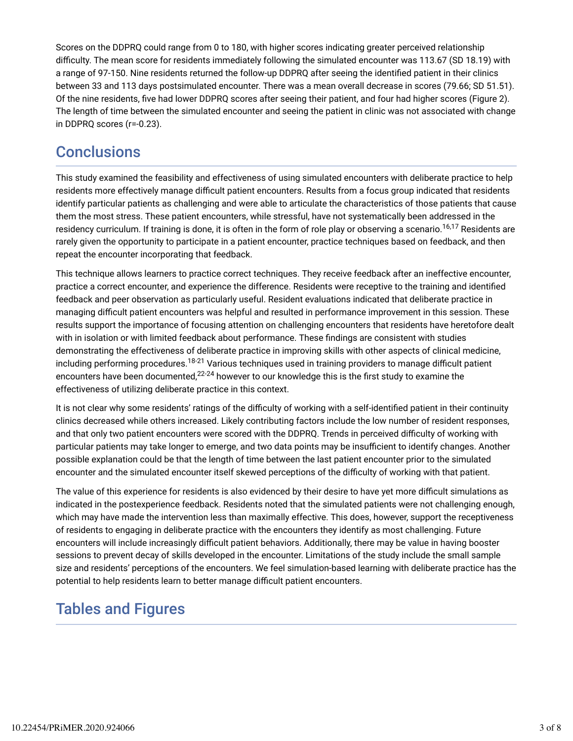Scores on the DDPRQ could range from 0 to 180, with higher scores indicating greater perceived relationship difficulty. The mean score for residents immediately following the simulated encounter was 113.67 (SD 18.19) with a range of 97-150. Nine residents returned the follow-up DDPRQ after seeing the identified patient in their clinics between 33 and 113 days postsimulated encounter. There was a mean overall decrease in scores (79.66; SD 51.51). Of the nine residents, five had lower DDPRQ scores after seeing their patient, and four had higher scores (Figure 2). The length of time between the simulated encounter and seeing the patient in clinic was not associated with change in DDPRQ scores (r=-0.23).

## Conclusions

This study examined the feasibility and effectiveness of using simulated encounters with deliberate practice to help residents more effectively manage difficult patient encounters. Results from a focus group indicated that residents identify particular patients as challenging and were able to articulate the characteristics of those patients that cause them the most stress. These patient encounters, while stressful, have not systematically been addressed in the residency curriculum. If training is done, it is often in the form of role play or observing a scenario.[16,17] Residents are rarely given the opportunity to participate in a patient encounter, practice techniques based on feedback, and then repeat the encounter incorporating that feedback.

This technique allows learners to practice correct techniques. They receive feedback after an ineffective encounter, practice a correct encounter, and experience the difference. Residents were receptive to the training and identified feedback and peer observation as particularly useful. Resident evaluations indicated that deliberate practice in managing difficult patient encounters was helpful and resulted in performance improvement in this session. These results support the importance of focusing attention on challenging encounters that residents have heretofore dealt with in isolation or with limited feedback about performance. These findings are consistent with studies demonstrating the effectiveness of deliberate practice in improving skills with other aspects of clinical medicine, including performing procedures.[18-21] Various techniques used in training providers to manage difficult patient encounters have been documented,[22-24] however to our knowledge this is the first study to examine the effectiveness of utilizing deliberate practice in this context.

It is not clear why some residents' ratings of the difficulty of working with a self-identified patient in their continuity clinics decreased while others increased. Likely contributing factors include the low number of resident responses, and that only two patient encounters were scored with the DDPRQ. Trends in perceived difficulty of working with particular patients may take longer to emerge, and two data points may be insufficient to identify changes. Another possible explanation could be that the length of time between the last patient encounter prior to the simulated encounter and the simulated encounter itself skewed perceptions of the difficulty of working with that patient.

The value of this experience for residents is also evidenced by their desire to have yet more difficult simulations as indicated in the postexperience feedback. Residents noted that the simulated patients were not challenging enough, which may have made the intervention less than maximally effective. This does, however, support the receptiveness of residents to engaging in deliberate practice with the encounters they identify as most challenging. Future encounters will include increasingly difficult patient behaviors. Additionally, there may be value in having booster sessions to prevent decay of skills developed in the encounter. Limitations of the study include the small sample size and residents' perceptions of the encounters. We feel simulation-based learning with deliberate practice has the potential to help residents learn to better manage difficult patient encounters.

## Tables and Figures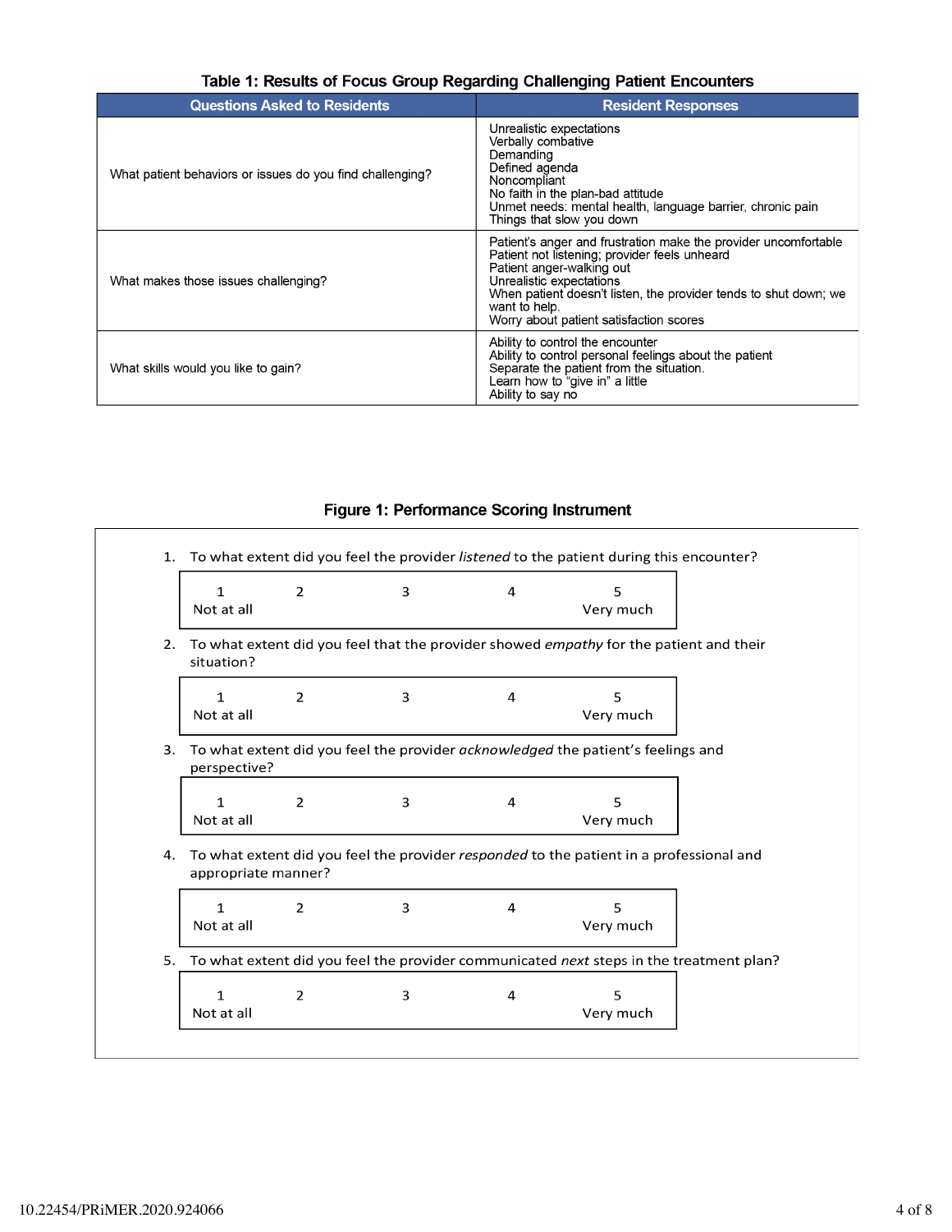**Table 1: Results of Focus Group Regarding Challenging Patient Encounters**

| Questions Asked to Residents | Resident Responses |
| --- | --- |
| What patient behaviors or issues do you find challenging? | Unrealistic expectations<br>Verbally combative<br>Demanding<br>Defined agenda<br>Noncompliant<br>No faith in the plan-bad attitude<br>Unmet needs: mental health, language barrier, chronic pain<br>Things that slow you down |
| What makes those issues challenging? | Patient's anger and frustration make the provider uncomfortable<br>Patient not listening; provider feels unheard<br>Patient anger-walking out<br>Unrealistic expectations<br>When patient doesn't listen, the provider tends to shut down; we want to help.<br>Worry about patient satisfaction scores |
| What skills would you like to gain? | Ability to control the encounter<br>Ability to control personal feelings about the patient<br>Separate the patient from the situation.<br>Learn how to "give in" a little<br>Ability to say no |

**Figure 1: Performance Scoring Instrument**

1. To what extent did you feel the provider *listened* to the patient during this encounter?

| 1<br>Not at all | 2 | 3 | 4 | 5<br>Very much |
| --- | --- | --- | --- | --- |

2. To what extent did you feel that the provider showed *empathy* for the patient and their situation?

| 1<br>Not at all | 2 | 3 | 4 | 5<br>Very much |
| --- | --- | --- | --- | --- |

3. To what extent did you feel the provider *acknowledged* the patient's feelings and perspective?

| 1<br>Not at all | 2 | 3 | 4 | 5<br>Very much |
| --- | --- | --- | --- | --- |

4. To what extent did you feel the provider *responded* to the patient in a professional and appropriate manner?

| 1<br>Not at all | 2 | 3 | 4 | 5<br>Very much |
| --- | --- | --- | --- | --- |

5. To what extent did you feel the provider communicated *next* steps in the treatment plan?

| 1<br>Not at all | 2 | 3 | 4 | 5<br>Very much |
| --- | --- | --- | --- | --- |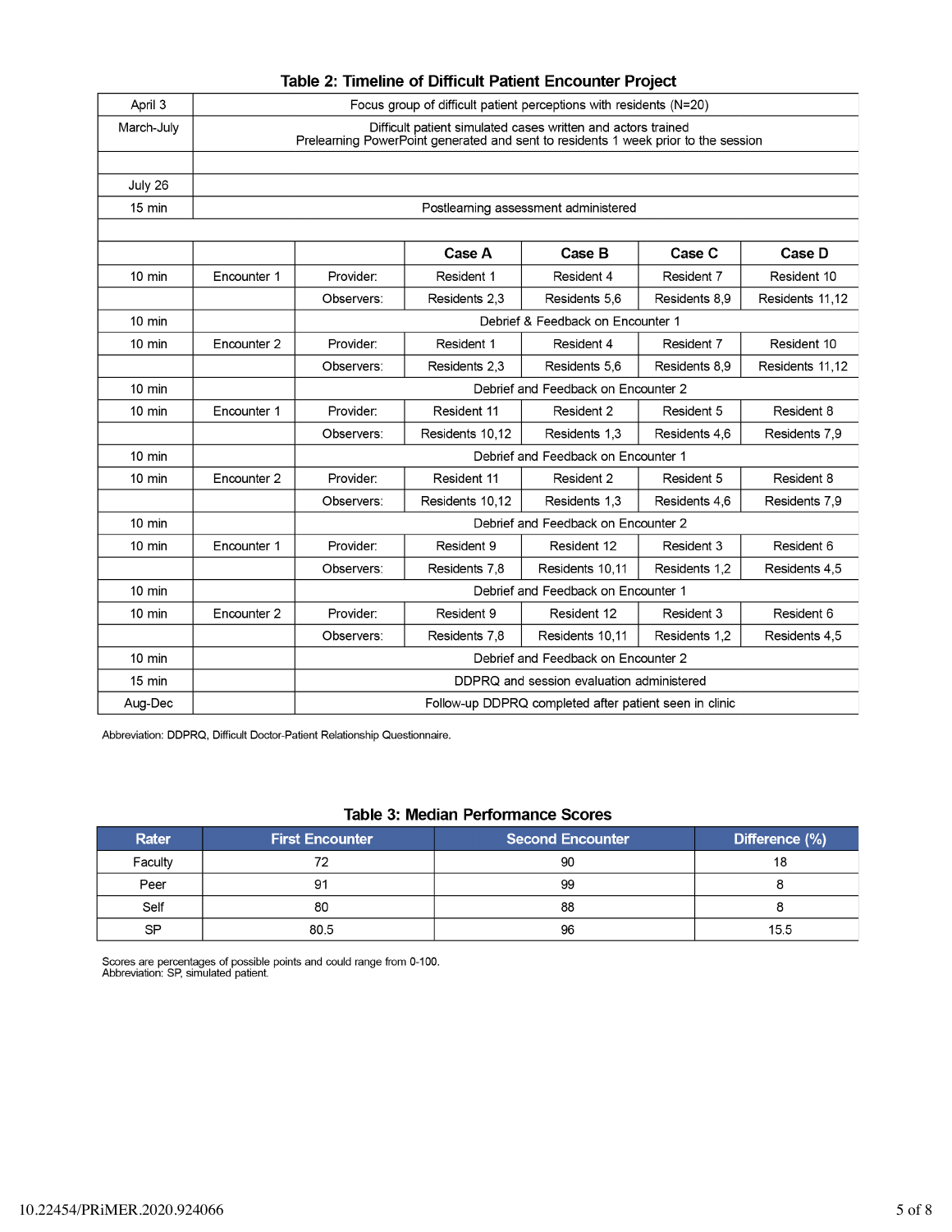**Table 2: Timeline of Difficult Patient Encounter Project**

| | | | | | | |
|---|---|---|---|---|---|---|
| April 3 | Focus group of difficult patient perceptions with residents (N=20) | | | | | |
| March-July | Difficult patient simulated cases written and actors trained<br>Prelearning PowerPoint generated and sent to residents 1 week prior to the session | | | | | |
| | | | | | | |
| July 26 | | | | | | |
| 15 min | Postlearning assessment administered | | | | | |
| | | | | | | |
| | | | **Case A** | **Case B** | **Case C** | **Case D** |
| 10 min | Encounter 1 | Provider: | Resident 1 | Resident 4 | Resident 7 | Resident 10 |
| | | Observers: | Residents 2,3 | Residents 5,6 | Residents 8,9 | Residents 11,12 |
| 10 min | | Debrief & Feedback on Encounter 1 | | | | |
| 10 min | Encounter 2 | Provider: | Resident 1 | Resident 4 | Resident 7 | Resident 10 |
| | | Observers: | Residents 2,3 | Residents 5,6 | Residents 8,9 | Residents 11,12 |
| 10 min | | Debrief and Feedback on Encounter 2 | | | | |
| 10 min | Encounter 1 | Provider: | Resident 11 | Resident 2 | Resident 5 | Resident 8 |
| | | Observers: | Residents 10,12 | Residents 1,3 | Residents 4,6 | Residents 7,9 |
| 10 min | | Debrief and Feedback on Encounter 1 | | | | |
| 10 min | Encounter 2 | Provider: | Resident 11 | Resident 2 | Resident 5 | Resident 8 |
| | | Observers: | Residents 10,12 | Residents 1,3 | Residents 4,6 | Residents 7,9 |
| 10 min | | Debrief and Feedback on Encounter 2 | | | | |
| 10 min | Encounter 1 | Provider: | Resident 9 | Resident 12 | Resident 3 | Resident 6 |
| | | Observers: | Residents 7,8 | Residents 10,11 | Residents 1,2 | Residents 4,5 |
| 10 min | | Debrief and Feedback on Encounter 1 | | | | |
| 10 min | Encounter 2 | Provider: | Resident 9 | Resident 12 | Resident 3 | Resident 6 |
| | | Observers: | Residents 7,8 | Residents 10,11 | Residents 1,2 | Residents 4,5 |
| 10 min | | Debrief and Feedback on Encounter 2 | | | | |
| 15 min | | DDPRQ and session evaluation administered | | | | |
| Aug-Dec | | Follow-up DDPRQ completed after patient seen in clinic | | | | |

Abbreviation: DDPRQ, Difficult Doctor-Patient Relationship Questionnaire.

**Table 3: Median Performance Scores**

| Rater | First Encounter | Second Encounter | Difference (%) |
|---|---|---|---|
| Faculty | 72 | 90 | 18 |
| Peer | 91 | 99 | 8 |
| Self | 80 | 88 | 8 |
| SP | 80.5 | 96 | 15.5 |

Scores are percentages of possible points and could range from 0-100.
Abbreviation: SP, simulated patient.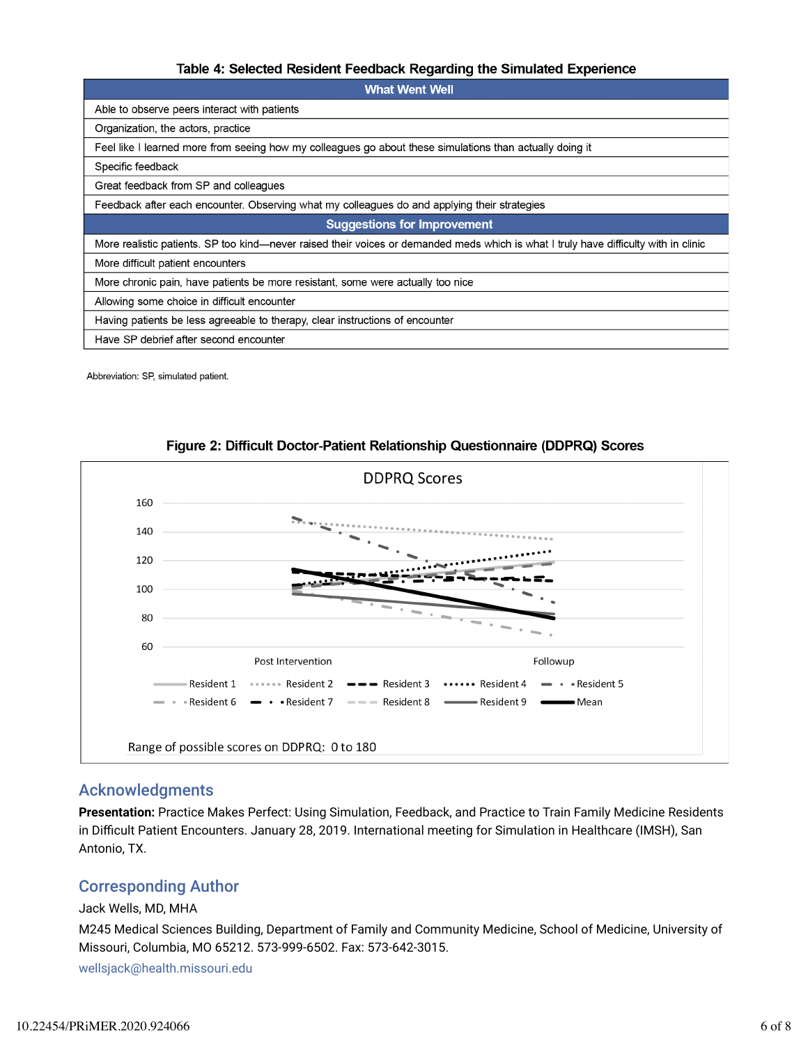Table 4: Selected Resident Feedback Regarding the Simulated Experience

| What Went Well |
| --- |
| Able to observe peers interact with patients |
| Organization, the actors, practice |
| Feel like I learned more from seeing how my colleagues go about these simulations than actually doing it |
| Specific feedback |
| Great feedback from SP and colleagues |
| Feedback after each encounter. Observing what my colleagues do and applying their strategies |
| **Suggestions for Improvement** |
| More realistic patients. SP too kind—never raised their voices or demanded meds which is what I truly have difficulty with in clinic |
| More difficult patient encounters |
| More chronic pain, have patients be more resistant, some were actually too nice |
| Allowing some choice in difficult encounter |
| Having patients be less agreeable to therapy, clear instructions of encounter |
| Have SP debrief after second encounter |

Abbreviation: SP, simulated patient.

Figure 2: Difficult Doctor-Patient Relationship Questionnaire (DDPRQ) Scores

## Acknowledgments

**Presentation:** Practice Makes Perfect: Using Simulation, Feedback, and Practice to Train Family Medicine Residents in Difficult Patient Encounters. January 28, 2019. International meeting for Simulation in Healthcare (IMSH), San Antonio, TX.

## Corresponding Author

Jack Wells, MD, MHA

M245 Medical Sciences Building, Department of Family and Community Medicine, School of Medicine, University of Missouri, Columbia, MO 65212. 573-999-6502. Fax: 573-642-3015.

wellsjack@health.missouri.edu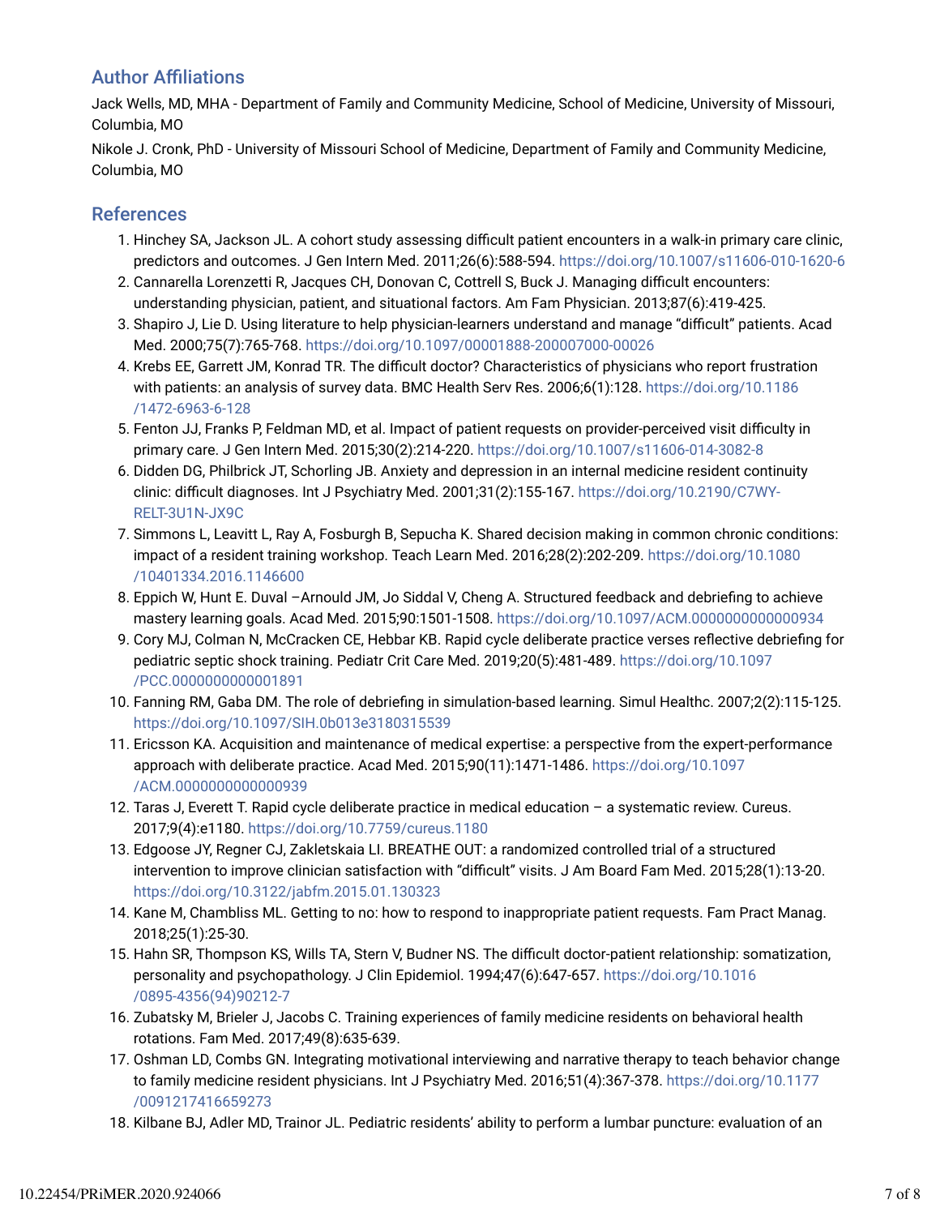## Author Affiliations

Jack Wells, MD, MHA - Department of Family and Community Medicine, School of Medicine, University of Missouri, Columbia, MO

Nikole J. Cronk, PhD - University of Missouri School of Medicine, Department of Family and Community Medicine, Columbia, MO

## References

1. Hinchey SA, Jackson JL. A cohort study assessing difficult patient encounters in a walk-in primary care clinic, predictors and outcomes. J Gen Intern Med. 2011;26(6):588-594. https://doi.org/10.1007/s11606-010-1620-6
2. Cannarella Lorenzetti R, Jacques CH, Donovan C, Cottrell S, Buck J. Managing difficult encounters: understanding physician, patient, and situational factors. Am Fam Physician. 2013;87(6):419-425.
3. Shapiro J, Lie D. Using literature to help physician-learners understand and manage "difficult" patients. Acad Med. 2000;75(7):765-768. https://doi.org/10.1097/00001888-200007000-00026
4. Krebs EE, Garrett JM, Konrad TR. The difficult doctor? Characteristics of physicians who report frustration with patients: an analysis of survey data. BMC Health Serv Res. 2006;6(1):128. https://doi.org/10.1186/1472-6963-6-128
5. Fenton JJ, Franks P, Feldman MD, et al. Impact of patient requests on provider-perceived visit difficulty in primary care. J Gen Intern Med. 2015;30(2):214-220. https://doi.org/10.1007/s11606-014-3082-8
6. Didden DG, Philbrick JT, Schorling JB. Anxiety and depression in an internal medicine resident continuity clinic: difficult diagnoses. Int J Psychiatry Med. 2001;31(2):155-167. https://doi.org/10.2190/C7WY-RELT-3U1N-JX9C
7. Simmons L, Leavitt L, Ray A, Fosburgh B, Sepucha K. Shared decision making in common chronic conditions: impact of a resident training workshop. Teach Learn Med. 2016;28(2):202-209. https://doi.org/10.1080/10401334.2016.1146600
8. Eppich W, Hunt E. Duval –Arnould JM, Jo Siddal V, Cheng A. Structured feedback and debriefing to achieve mastery learning goals. Acad Med. 2015;90:1501-1508. https://doi.org/10.1097/ACM.0000000000000934
9. Cory MJ, Colman N, McCracken CE, Hebbar KB. Rapid cycle deliberate practice verses reflective debriefing for pediatric septic shock training. Pediatr Crit Care Med. 2019;20(5):481-489. https://doi.org/10.1097/PCC.0000000000001891
10. Fanning RM, Gaba DM. The role of debriefing in simulation-based learning. Simul Healthc. 2007;2(2):115-125. https://doi.org/10.1097/SIH.0b013e3180315539
11. Ericsson KA. Acquisition and maintenance of medical expertise: a perspective from the expert-performance approach with deliberate practice. Acad Med. 2015;90(11):1471-1486. https://doi.org/10.1097/ACM.0000000000000939
12. Taras J, Everett T. Rapid cycle deliberate practice in medical education – a systematic review. Cureus. 2017;9(4):e1180. https://doi.org/10.7759/cureus.1180
13. Edgoose JY, Regner CJ, Zakletskaia LI. BREATHE OUT: a randomized controlled trial of a structured intervention to improve clinician satisfaction with "difficult" visits. J Am Board Fam Med. 2015;28(1):13-20. https://doi.org/10.3122/jabfm.2015.01.130323
14. Kane M, Chambliss ML. Getting to no: how to respond to inappropriate patient requests. Fam Pract Manag. 2018;25(1):25-30.
15. Hahn SR, Thompson KS, Wills TA, Stern V, Budner NS. The difficult doctor-patient relationship: somatization, personality and psychopathology. J Clin Epidemiol. 1994;47(6):647-657. https://doi.org/10.1016/0895-4356(94)90212-7
16. Zubatsky M, Brieler J, Jacobs C. Training experiences of family medicine residents on behavioral health rotations. Fam Med. 2017;49(8):635-639.
17. Oshman LD, Combs GN. Integrating motivational interviewing and narrative therapy to teach behavior change to family medicine resident physicians. Int J Psychiatry Med. 2016;51(4):367-378. https://doi.org/10.1177/0091217416659273
18. Kilbane BJ, Adler MD, Trainor JL. Pediatric residents' ability to perform a lumbar puncture: evaluation of an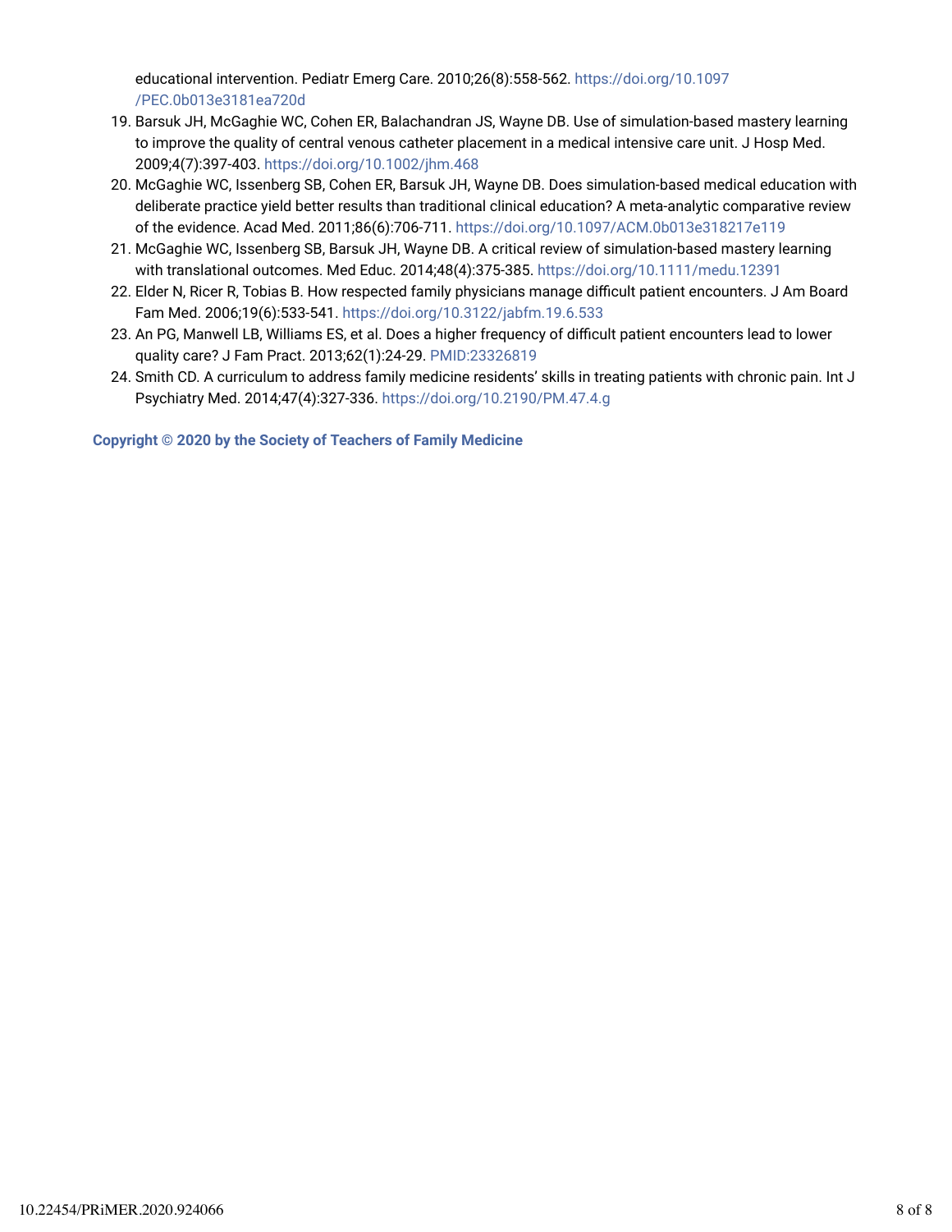educational intervention. Pediatr Emerg Care. 2010;26(8):558-562. https://doi.org/10.1097/PEC.0b013e3181ea720d

19. Barsuk JH, McGaghie WC, Cohen ER, Balachandran JS, Wayne DB. Use of simulation-based mastery learning to improve the quality of central venous catheter placement in a medical intensive care unit. J Hosp Med. 2009;4(7):397-403. https://doi.org/10.1002/jhm.468
20. McGaghie WC, Issenberg SB, Cohen ER, Barsuk JH, Wayne DB. Does simulation-based medical education with deliberate practice yield better results than traditional clinical education? A meta-analytic comparative review of the evidence. Acad Med. 2011;86(6):706-711. https://doi.org/10.1097/ACM.0b013e318217e119
21. McGaghie WC, Issenberg SB, Barsuk JH, Wayne DB. A critical review of simulation-based mastery learning with translational outcomes. Med Educ. 2014;48(4):375-385. https://doi.org/10.1111/medu.12391
22. Elder N, Ricer R, Tobias B. How respected family physicians manage difficult patient encounters. J Am Board Fam Med. 2006;19(6):533-541. https://doi.org/10.3122/jabfm.19.6.533
23. An PG, Manwell LB, Williams ES, et al. Does a higher frequency of difficult patient encounters lead to lower quality care? J Fam Pract. 2013;62(1):24-29. PMID:23326819
24. Smith CD. A curriculum to address family medicine residents' skills in treating patients with chronic pain. Int J Psychiatry Med. 2014;47(4):327-336. https://doi.org/10.2190/PM.47.4.g

**Copyright © 2020 by the Society of Teachers of Family Medicine**